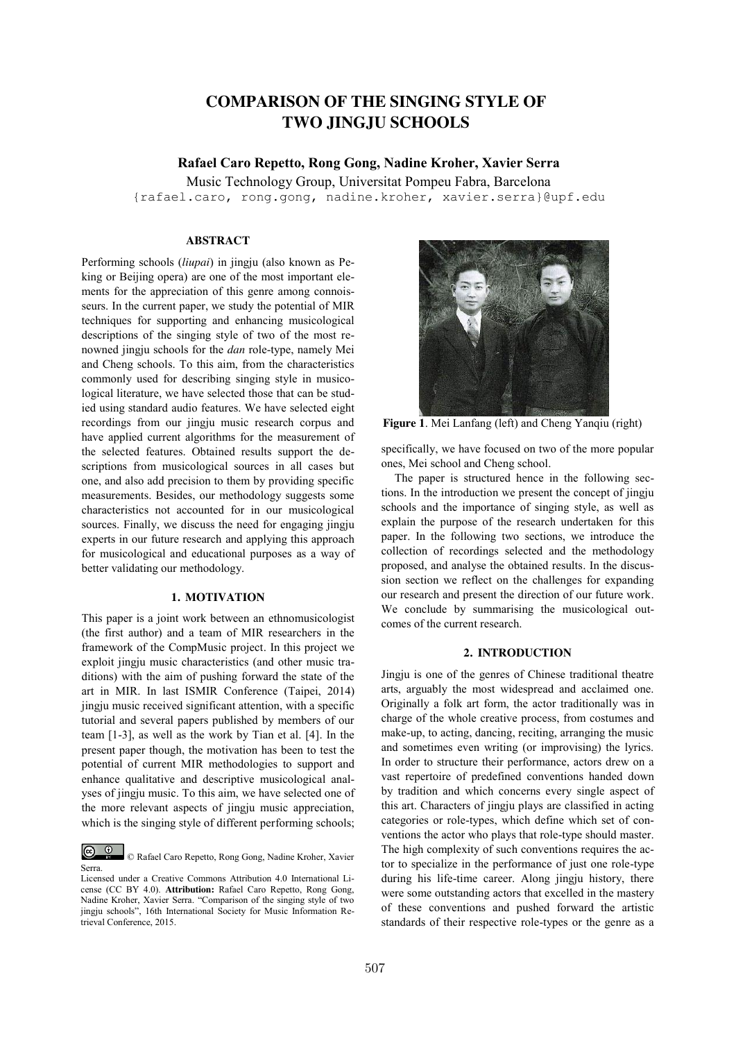# COMPARISON OF THE SINGING STYLE OF TWO JINGJU SCHOOLS

**Rafael Caro Repetto, Rong Gong, Nadine Kroher, Xavier Serra**

Music Technology Group, Universitat Pompeu Fabra, Barcelona

{rafael.caro, rong.gong, nadine.kroher, xavier.serra}@upf.edu

## ABSTRACT

Performing schools (*liupai*) in jingju (also known as Peking or Beijing opera) are one of the most important elements for the appreciation of this genre among connoisseurs. In the current paper, we study the potential of MIR techniques for supporting and enhancing musicological descriptions of the singing style of two of the most renowned jingju schools for the *dan* role-type, namely Mei and Cheng schools. To this aim, from the characteristics commonly used for describing singing style in musicological literature, we have selected those that can be studied using standard audio features. We have selected eight recordings from our jingju music research corpus and have applied current algorithms for the measurement of the selected features. Obtained results support the descriptions from musicological sources in all cases but one, and also add precision to them by providing specific measurements. Besides, our methodology suggests some characteristics not accounted for in our musicological sources. Finally, we discuss the need for engaging jingju experts in our future research and applying this approach for musicological and educational purposes as a way of better validating our methodology.

## 1. MOTIVATION

This paper is a joint work between an ethnomusicologist (the first author) and a team of MIR researchers in the framework of the CompMusic project. In this project we exploit jingju music characteristics (and other music traditions) with the aim of pushing forward the state of the art in MIR. In last ISMIR Conference (Taipei, 2014) jingju music received significant attention, with a specific tutorial and several papers published by members of our team [1-3], as well as the work by Tian et al. [4]. In the present paper though, the motivation has been to test the potential of current MIR methodologies to support and enhance qualitative and descriptive musicological analyses of jingju music. To this aim, we have selected one of the more relevant aspects of jingju music appreciation, which is the singing style of different performing schools; specifically, we have focused on two of the more popular ones, Mei school and Cheng school.

**Figure 1**. Mei Lanfang (left) and Cheng Yanqiu (right)

The paper is structured hence in the following sections. In the introduction we present the concept of jingju schools and the importance of singing style, as well as explain the purpose of the research undertaken for this paper. In the following two sections, we introduce the collection of recordings selected and the methodology proposed, and analyse the obtained results. In the discussion section we reflect on the challenges for expanding our research and present the direction of our future work. We conclude by summarising the musicological outcomes of the current research.

## 2. INTRODUCTION

Jingju is one of the genres of Chinese traditional theatre arts, arguably the most widespread and acclaimed one. Originally a folk art form, the actor traditionally was in charge of the whole creative process, from costumes and make-up, to acting, dancing, reciting, arranging the music and sometimes even writing (or improvising) the lyrics. In order to structure their performance, actors drew on a vast repertoire of predefined conventions handed down by tradition and which concerns every single aspect of this art. Characters of jingju plays are classified in acting categories or role-types, which define which set of conventions the actor who plays that role-type should master. The high complexity of such conventions requires the actor to specialize in the performance of just one role-type during his life-time career. Along jingju history, there were some outstanding actors that excelled in the mastery of these conventions and pushed forward the artistic standards of their respective role-types or the genre as a

© Rafael Caro Repetto, Rong Gong, Nadine Kroher, Xavier Serra.

Licensed under a Creative Commons Attribution 4.0 International License (CC BY 4.0). **Attribution:** Rafael Caro Repetto, Rong Gong, Nadine Kroher, Xavier Serra. "Comparison of the singing style of two jingju schools", 16th International Society for Music Information Retrieval Conference, 2015.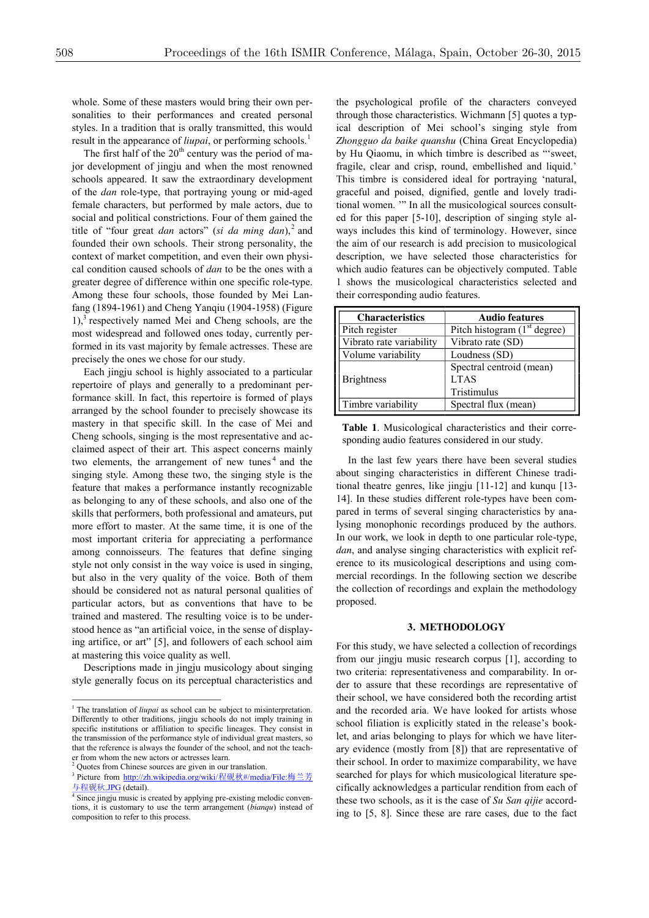whole. Some of these masters would bring their own personalities to their performances and created personal styles. In a tradition that is orally transmitted, this would result in the appearance of *liupai*, or performing schools.[1]

The first half of the 20th century was the period of major development of jingju and when the most renowned schools appeared. It saw the extraordinary development of the *dan* role-type, that portraying young or mid-aged female characters, but performed by male actors, due to social and political constrictions. Four of them gained the title of "four great *dan* actors" (*si da ming dan*),[2] and founded their own schools. Their strong personality, the context of market competition, and even their own physical condition caused schools of *dan* to be the ones with a greater degree of difference within one specific role-type. Among these four schools, those founded by Mei Lanfang (1894-1961) and Cheng Yanqiu (1904-1958) (Figure 1),[3] respectively named Mei and Cheng schools, are the most widespread and followed ones today, currently performed in its vast majority by female actresses. These are precisely the ones we chose for our study.

Each jingju school is highly associated to a particular repertoire of plays and generally to a predominant performance skill. In fact, this repertoire is formed of plays arranged by the school founder to precisely showcase its mastery in that specific skill. In the case of Mei and Cheng schools, singing is the most representative and acclaimed aspect of their art. This aspect concerns mainly two elements, the arrangement of new tunes[4] and the singing style. Among these two, the singing style is the feature that makes a performance instantly recognizable as belonging to any of these schools, and also one of the skills that performers, both professional and amateurs, put more effort to master. At the same time, it is one of the most important criteria for appreciating a performance among connoisseurs. The features that define singing style not only consist in the way voice is used in singing, but also in the very quality of the voice. Both of them should be considered not as natural personal qualities of particular actors, but as conventions that have to be trained and mastered. The resulting voice is to be understood hence as "an artificial voice, in the sense of displaying artifice, or art" [5], and followers of each school aim at mastering this voice quality as well.

Descriptions made in jingju musicology about singing style generally focus on its perceptual characteristics and the psychological profile of the characters conveyed through those characteristics. Wichmann [5] quotes a typical description of Mei school's singing style from *Zhongguo da baike quanshu* (China Great Encyclopedia) by Hu Qiaomu, in which timbre is described as "'sweet, fragile, clear and crisp, round, embellished and liquid.' This timbre is considered ideal for portraying 'natural, graceful and poised, dignified, gentle and lovely traditional women. '" In all the musicological sources consulted for this paper [5-10], description of singing style always includes this kind of terminology. However, since the aim of our research is add precision to musicological description, we have selected those characteristics for which audio features can be objectively computed. Table 1 shows the musicological characteristics selected and their corresponding audio features.

| Characteristics | Audio features |
|---|---|
| Pitch register | Pitch histogram (1st degree) |
| Vibrato rate variability | Vibrato rate (SD) |
| Volume variability | Loudness (SD) |
| Brightness | Spectral centroid (mean)<br>LTAS<br>Tristimulus |
| Timbre variability | Spectral flux (mean) |

**Table 1**. Musicological characteristics and their corresponding audio features considered in our study.

In the last few years there have been several studies about singing characteristics in different Chinese traditional theatre genres, like jingju [11-12] and kunqu [13-14]. In these studies different role-types have been compared in terms of several singing characteristics by analysing monophonic recordings produced by the authors. In our work, we look in depth to one particular role-type, *dan*, and analyse singing characteristics with explicit reference to its musicological descriptions and using commercial recordings. In the following section we describe the collection of recordings and explain the methodology proposed.

## 3. METHODOLOGY

For this study, we have selected a collection of recordings from our jingju music research corpus [1], according to two criteria: representativeness and comparability. In order to assure that these recordings are representative of their school, we have considered both the recording artist and the recorded aria. We have looked for artists whose school filiation is explicitly stated in the release's booklet, and arias belonging to plays for which we have literary evidence (mostly from [8]) that are representative of their school. In order to maximize comparability, we have searched for plays for which musicological literature specifically acknowledges a particular rendition from each of these two schools, as it is the case of *Su San qijie* according to [5, 8]. Since these are rare cases, due to the fact

---

[1] The translation of *liupai* as school can be subject to misinterpretation. Differently to other traditions, jingju schools do not imply training in specific institutions or affiliation to specific lineages. They consist in the transmission of the performance style of individual great masters, so that the reference is always the founder of the school, and not the teacher from whom the new actors or actresses learn.

[2] Quotes from Chinese sources are given in our translation.

[3] Picture from http://zh.wikipedia.org/wiki/程砚秋#/media/File:梅兰芳与程砚秋.JPG (detail).

[4] Since jingju music is created by applying pre-existing melodic conventions, it is customary to use the term arrangement (*bianqu*) instead of composition to refer to this process.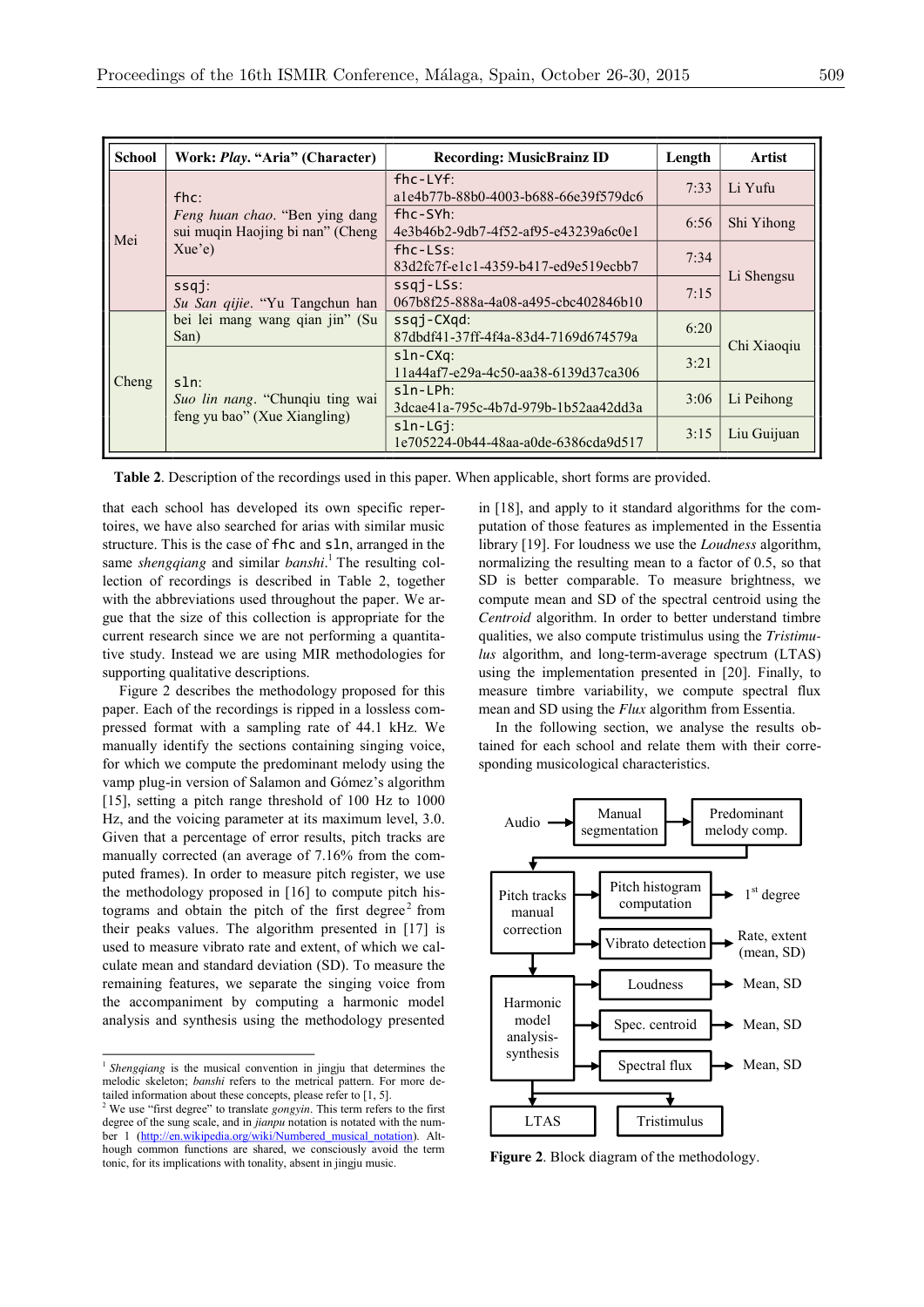| School | Work: *Play*. "Aria" (Character) | Recording: MusicBrainz ID | Length | Artist |
|---|---|---|---|---|
| Mei | `fhc`: *Feng huan chao*. "Ben ying dang sui muqin Haojing bi nan" (Cheng Xue'e) | `fhc-LYf`: a1e4b77b-88b0-4003-b688-66e39f579dc6 | 7:33 | Li Yufu |
| | | `fhc-SYh`: 4e3b46b2-9db7-4f52-af95-e43239a6c0e1 | 6:56 | Shi Yihong |
| | | `fhc-LSs`: 83d2fc7f-e1c1-4359-b417-ed9e519ecbb7 | 7:34 | Li Shengsu |
| | `ssqj`: *Su San qijie*. "Yu Tangchun han bei lei mang wang qian jin" (Su San) | `ssqj-LSs`: 067b8f25-888a-4a08-a495-cbc402846b10 | 7:15 | |
| Cheng | | `ssqj-CXqd`: 87dbdf41-37ff-4f4a-83d4-7169d674579a | 6:20 | Chi Xiaoqiu |
| | `sln`: *Suo lin nang*. "Chunqiu ting wai feng yu bao" (Xue Xiangling) | `sln-CXq`: 11a44af7-e29a-4c50-aa38-6139d37ca306 | 3:21 | |
| | | `sln-LPh`: 3dcae41a-795c-4b7d-979b-1b52aa42dd3a | 3:06 | Li Peihong |
| | | `sln-LGj`: 1e705224-0b44-48aa-a0de-6386cda9d517 | 3:15 | Liu Guijuan |

**Table 2**. Description of the recordings used in this paper. When applicable, short forms are provided.

that each school has developed its own specific repertoires, we have also searched for arias with similar music structure. This is the case of `fhc` and `sln`, arranged in the same *shengqiang* and similar *banshi*.[1] The resulting collection of recordings is described in Table 2, together with the abbreviations used throughout the paper. We argue that the size of this collection is appropriate for the current research since we are not performing a quantitative study. Instead we are using MIR methodologies for supporting qualitative descriptions.

Figure 2 describes the methodology proposed for this paper. Each of the recordings is ripped in a lossless compressed format with a sampling rate of 44.1 kHz. We manually identify the sections containing singing voice, for which we compute the predominant melody using the vamp plug-in version of Salamon and Gómez's algorithm [15], setting a pitch range threshold of 100 Hz to 1000 Hz, and the voicing parameter at its maximum level, 3.0. Given that a percentage of error results, pitch tracks are manually corrected (an average of 7.16% from the computed frames). In order to measure pitch register, we use the methodology proposed in [16] to compute pitch histograms and obtain the pitch of the first degree[2] from their peaks values. The algorithm presented in [17] is used to measure vibrato rate and extent, of which we calculate mean and standard deviation (SD). To measure the remaining features, we separate the singing voice from the accompaniment by computing a harmonic model analysis and synthesis using the methodology presented in [18], and apply to it standard algorithms for the computation of those features as implemented in the Essentia library [19]. For loudness we use the *Loudness* algorithm, normalizing the resulting mean to a factor of 0.5, so that SD is better comparable. To measure brightness, we compute mean and SD of the spectral centroid using the *Centroid* algorithm. In order to better understand timbre qualities, we also compute tristimulus using the *Tristimulus* algorithm, and long-term-average spectrum (LTAS) using the implementation presented in [20]. Finally, to measure timbre variability, we compute spectral flux mean and SD using the *Flux* algorithm from Essentia.

In the following section, we analyse the results obtained for each school and relate them with their corresponding musicological characteristics.

**Figure 2**. Block diagram of the methodology.

[1] *Shengqiang* is the musical convention in jingju that determines the melodic skeleton; *banshi* refers to the metrical pattern. For more detailed information about these concepts, please refer to [1, 5].

[2] We use "first degree" to translate *gongyin*. This term refers to the first degree of the sung scale, and in *jianpu* notation is notated with the number 1 (http://en.wikipedia.org/wiki/Numbered_musical_notation). Although common functions are shared, we consciously avoid the term tonic, for its implications with tonality, absent in jingju music.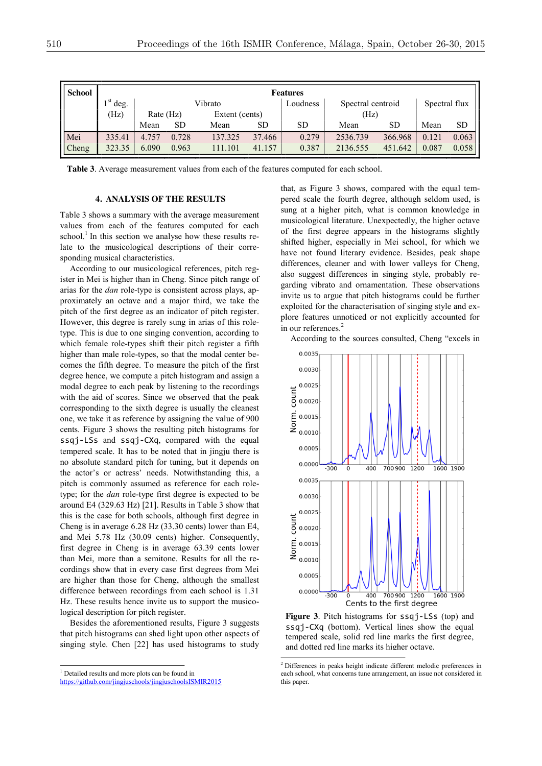| School | Features | | | | | | | | | |
|---|---|---|---|---|---|---|---|---|---|---|
| | 1st deg. (Hz) | Vibrato | | | | Loudness | Spectral centroid (Hz) | | Spectral flux | |
| | | Rate (Hz) | | Extent (cents) | | | | | | |
| | | Mean | SD | Mean | SD | SD | Mean | SD | Mean | SD |
| Mei | 335.41 | 4.757 | 0.728 | 137.325 | 37.466 | 0.279 | 2536.739 | 366.968 | 0.121 | 0.063 |
| Cheng | 323.35 | 6.090 | 0.963 | 111.101 | 41.157 | 0.387 | 2136.555 | 451.642 | 0.087 | 0.058 |

**Table 3**. Average measurement values from each of the features computed for each school.

## 4. ANALYSIS OF THE RESULTS

Table 3 shows a summary with the average measurement values from each of the features computed for each school.[1] In this section we analyse how these results relate to the musicological descriptions of their corresponding musical characteristics.

According to our musicological references, pitch register in Mei is higher than in Cheng. Since pitch range of arias for the *dan* role-type is consistent across plays, approximately an octave and a major third, we take the pitch of the first degree as an indicator of pitch register. However, this degree is rarely sung in arias of this role-type. This is due to one singing convention, according to which female role-types shift their pitch register a fifth higher than male role-types, so that the modal center becomes the fifth degree. To measure the pitch of the first degree hence, we compute a pitch histogram and assign a modal degree to each peak by listening to the recordings with the aid of scores. Since we observed that the peak corresponding to the sixth degree is usually the cleanest one, we take it as reference by assigning the value of 900 cents. Figure 3 shows the resulting pitch histograms for `ssqj-LSs` and `ssqj-CXq`, compared with the equal tempered scale. It has to be noted that in jingju there is no absolute standard pitch for tuning, but it depends on the actor's or actress' needs. Notwithstanding this, a pitch is commonly assumed as reference for each role-type; for the *dan* role-type first degree is expected to be around E4 (329.63 Hz) [21]. Results in Table 3 show that this is the case for both schools, although first degree in Cheng is in average 6.28 Hz (33.30 cents) lower than E4, and Mei 5.78 Hz (30.09 cents) higher. Consequently, first degree in Cheng is in average 63.39 cents lower than Mei, more than a semitone. Results for all the recordings show that in every case first degrees from Mei are higher than those for Cheng, although the smallest difference between recordings from each school is 1.31 Hz. These results hence invite us to support the musicological description for pitch register.

Besides the aforementioned results, Figure 3 suggests that pitch histograms can shed light upon other aspects of singing style. Chen [22] has used histograms to study that, as Figure 3 shows, compared with the equal tempered scale the fourth degree, although seldom used, is sung at a higher pitch, what is common knowledge in musicological literature. Unexpectedly, the higher octave of the first degree appears in the histograms slightly shifted higher, especially in Mei school, for which we have not found literary evidence. Besides, peak shape differences, cleaner and with lower valleys for Cheng, also suggest differences in singing style, probably regarding vibrato and ornamentation. These observations invite us to argue that pitch histograms could be further exploited for the characterisation of singing style and explore features unnoticed or not explicitly accounted for in our references.[2]

According to the sources consulted, Cheng "excels in

**Figure 3**. Pitch histograms for `ssqj-LSs` (top) and `ssqj-CXq` (bottom). Vertical lines show the equal tempered scale, solid red line marks the first degree, and dotted red line marks its higher octave.

[1] Detailed results and more plots can be found in https://github.com/jingjuschools/jingjuschoolsISMIR2015

[2] Differences in peaks height indicate different melodic preferences in each school, what concerns tune arrangement, an issue not considered in this paper.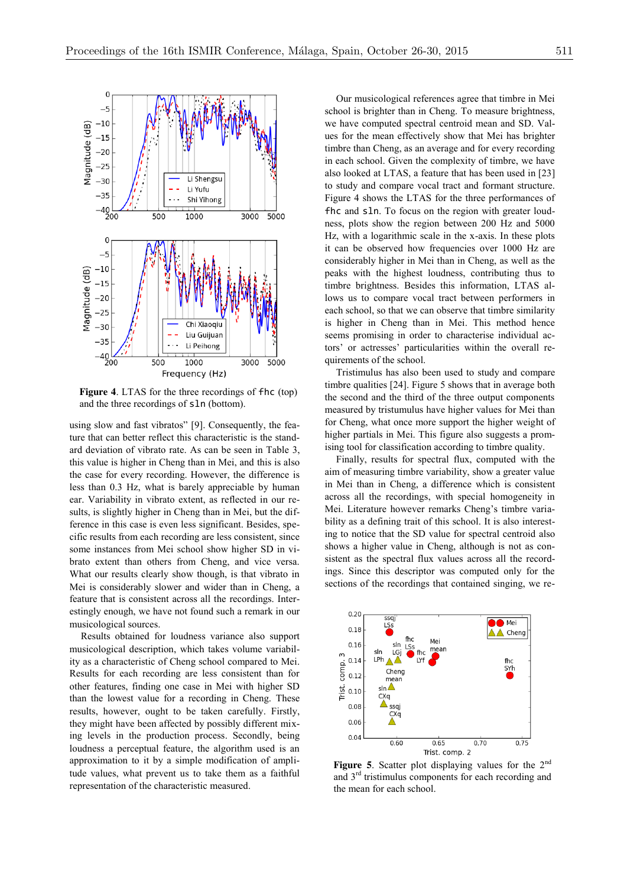Figure 4. LTAS for the three recordings of `fhc` (top) and the three recordings of `sln` (bottom).

using slow and fast vibratos" [9]. Consequently, the feature that can better reflect this characteristic is the standard deviation of vibrato rate. As can be seen in Table 3, this value is higher in Cheng than in Mei, and this is also the case for every recording. However, the difference is less than 0.3 Hz, what is barely appreciable by human ear. Variability in vibrato extent, as reflected in our results, is slightly higher in Cheng than in Mei, but the difference in this case is even less significant. Besides, specific results from each recording are less consistent, since some instances from Mei school show higher SD in vibrato extent than others from Cheng, and vice versa. What our results clearly show though, is that vibrato in Mei is considerably slower and wider than in Cheng, a feature that is consistent across all the recordings. Interestingly enough, we have not found such a remark in our musicological sources.

Results obtained for loudness variance also support musicological description, which takes volume variability as a characteristic of Cheng school compared to Mei. Results for each recording are less consistent than for other features, finding one case in Mei with higher SD than the lowest value for a recording in Cheng. These results, however, ought to be taken carefully. Firstly, they might have been affected by possibly different mixing levels in the production process. Secondly, being loudness a perceptual feature, the algorithm used is an approximation to it by a simple modification of amplitude values, what prevent us to take them as a faithful representation of the characteristic measured.

Our musicological references agree that timbre in Mei school is brighter than in Cheng. To measure brightness, we have computed spectral centroid mean and SD. Values for the mean effectively show that Mei has brighter timbre than Cheng, as an average and for every recording in each school. Given the complexity of timbre, we have also looked at LTAS, a feature that has been used in [23] to study and compare vocal tract and formant structure. Figure 4 shows the LTAS for the three performances of `fhc` and `sln`. To focus on the region with greater loudness, plots show the region between 200 Hz and 5000 Hz, with a logarithmic scale in the x-axis. In these plots it can be observed how frequencies over 1000 Hz are considerably higher in Mei than in Cheng, as well as the peaks with the highest loudness, contributing thus to timbre brightness. Besides this information, LTAS allows us to compare vocal tract between performers in each school, so that we can observe that timbre similarity is higher in Cheng than in Mei. This method hence seems promising in order to characterise individual actors' or actresses' particularities within the overall requirements of the school.

Tristimulus has also been used to study and compare timbre qualities [24]. Figure 5 shows that in average both the second and the third of the three output components measured by tristumulus have higher values for Mei than for Cheng, what once more support the higher weight of higher partials in Mei. This figure also suggests a promising tool for classification according to timbre quality.

Finally, results for spectral flux, computed with the aim of measuring timbre variability, show a greater value in Mei than in Cheng, a difference which is consistent across all the recordings, with special homogeneity in Mei. Literature however remarks Cheng's timbre variability as a defining trait of this school. It is also interesting to notice that the SD value for spectral centroid also shows a higher value in Cheng, although is not as consistent as the spectral flux values across all the recordings. Since this descriptor was computed only for the sections of the recordings that contained singing, we re-

Figure 5. Scatter plot displaying values for the 2[nd] and 3[rd] tristimulus components for each recording and the mean for each school.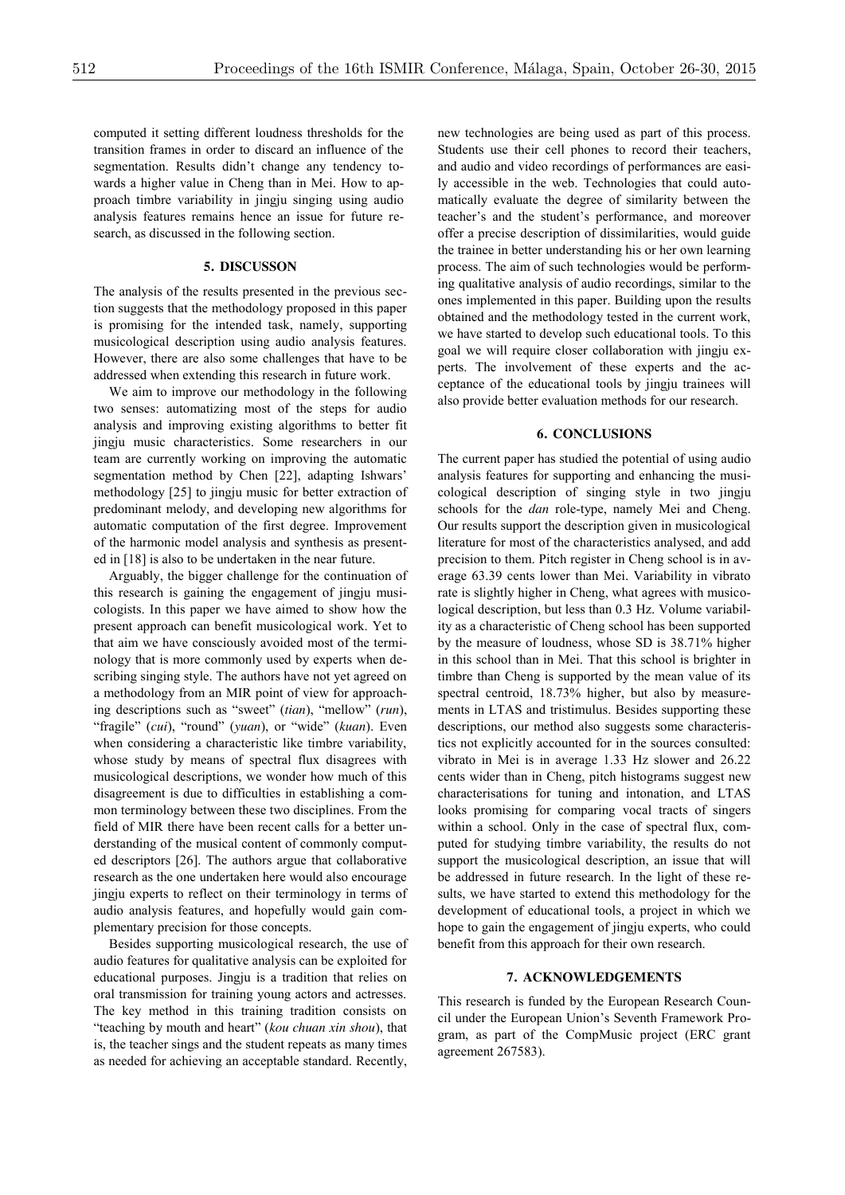computed it setting different loudness thresholds for the transition frames in order to discard an influence of the segmentation. Results didn't change any tendency towards a higher value in Cheng than in Mei. How to approach timbre variability in jingju singing using audio analysis features remains hence an issue for future research, as discussed in the following section.

## 5. DISCUSSON

The analysis of the results presented in the previous section suggests that the methodology proposed in this paper is promising for the intended task, namely, supporting musicological description using audio analysis features. However, there are also some challenges that have to be addressed when extending this research in future work.

We aim to improve our methodology in the following two senses: automatizing most of the steps for audio analysis and improving existing algorithms to better fit jingju music characteristics. Some researchers in our team are currently working on improving the automatic segmentation method by Chen [22], adapting Ishwars' methodology [25] to jingju music for better extraction of predominant melody, and developing new algorithms for automatic computation of the first degree. Improvement of the harmonic model analysis and synthesis as presented in [18] is also to be undertaken in the near future.

Arguably, the bigger challenge for the continuation of this research is gaining the engagement of jingju musicologists. In this paper we have aimed to show how the present approach can benefit musicological work. Yet to that aim we have consciously avoided most of the terminology that is more commonly used by experts when describing singing style. The authors have not yet agreed on a methodology from an MIR point of view for approaching descriptions such as "sweet" (*tian*), "mellow" (*run*), "fragile" (*cui*), "round" (*yuan*), or "wide" (*kuan*). Even when considering a characteristic like timbre variability, whose study by means of spectral flux disagrees with musicological descriptions, we wonder how much of this disagreement is due to difficulties in establishing a common terminology between these two disciplines. From the field of MIR there have been recent calls for a better understanding of the musical content of commonly computed descriptors [26]. The authors argue that collaborative research as the one undertaken here would also encourage jingju experts to reflect on their terminology in terms of audio analysis features, and hopefully would gain complementary precision for those concepts.

Besides supporting musicological research, the use of audio features for qualitative analysis can be exploited for educational purposes. Jingju is a tradition that relies on oral transmission for training young actors and actresses. The key method in this training tradition consists on "teaching by mouth and heart" (*kou chuan xin shou*), that is, the teacher sings and the student repeats as many times as needed for achieving an acceptable standard. Recently, new technologies are being used as part of this process. Students use their cell phones to record their teachers, and audio and video recordings of performances are easily accessible in the web. Technologies that could automatically evaluate the degree of similarity between the teacher's and the student's performance, and moreover offer a precise description of dissimilarities, would guide the trainee in better understanding his or her own learning process. The aim of such technologies would be performing qualitative analysis of audio recordings, similar to the ones implemented in this paper. Building upon the results obtained and the methodology tested in the current work, we have started to develop such educational tools. To this goal we will require closer collaboration with jingju experts. The involvement of these experts and the acceptance of the educational tools by jingju trainees will also provide better evaluation methods for our research.

## 6. CONCLUSIONS

The current paper has studied the potential of using audio analysis features for supporting and enhancing the musicological description of singing style in two jingju schools for the *dan* role-type, namely Mei and Cheng. Our results support the description given in musicological literature for most of the characteristics analysed, and add precision to them. Pitch register in Cheng school is in average 63.39 cents lower than Mei. Variability in vibrato rate is slightly higher in Cheng, what agrees with musicological description, but less than 0.3 Hz. Volume variability as a characteristic of Cheng school has been supported by the measure of loudness, whose SD is 38.71% higher in this school than in Mei. That this school is brighter in timbre than Cheng is supported by the mean value of its spectral centroid, 18.73% higher, but also by measurements in LTAS and tristimulus. Besides supporting these descriptions, our method also suggests some characteristics not explicitly accounted for in the sources consulted: vibrato in Mei is in average 1.33 Hz slower and 26.22 cents wider than in Cheng, pitch histograms suggest new characterisations for tuning and intonation, and LTAS looks promising for comparing vocal tracts of singers within a school. Only in the case of spectral flux, computed for studying timbre variability, the results do not support the musicological description, an issue that will be addressed in future research. In the light of these results, we have started to extend this methodology for the development of educational tools, a project in which we hope to gain the engagement of jingju experts, who could benefit from this approach for their own research.

## 7. ACKNOWLEDGEMENTS

This research is funded by the European Research Council under the European Union's Seventh Framework Program, as part of the CompMusic project (ERC grant agreement 267583).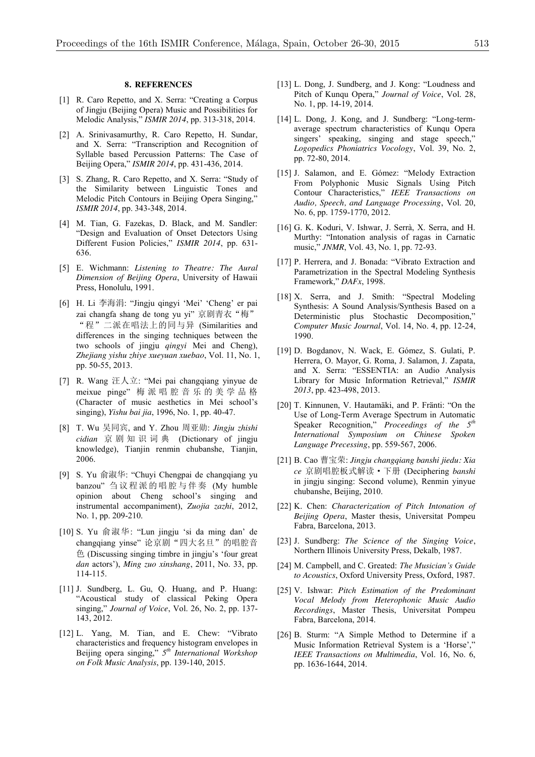## 8. REFERENCES

[1] R. Caro Repetto, and X. Serra: "Creating a Corpus of Jingju (Beijing Opera) Music and Possibilities for Melodic Analysis," *ISMIR 2014*, pp. 313-318, 2014.

[2] A. Srinivasamurthy, R. Caro Repetto, H. Sundar, and X. Serra: "Transcription and Recognition of Syllable based Percussion Patterns: The Case of Beijing Opera," *ISMIR 2014*, pp. 431-436, 2014.

[3] S. Zhang, R. Caro Repetto, and X. Serra: "Study of the Similarity between Linguistic Tones and Melodic Pitch Contours in Beijing Opera Singing," *ISMIR 2014*, pp. 343-348, 2014.

[4] M. Tian, G. Fazekas, D. Black, and M. Sandler: "Design and Evaluation of Onset Detectors Using Different Fusion Policies," *ISMIR 2014*, pp. 631-636.

[5] E. Wichmann: *Listening to Theatre: The Aural Dimension of Beijing Opera*, University of Hawaii Press, Honolulu, 1991.

[6] H. Li 李海涓: "Jingju qingyi 'Mei' 'Cheng' er pai zai changfa shang de tong yu yi" 京剧青衣"梅""程"二派在唱法上的同与异 (Similarities and differences in the singing techniques between the two schools of jingju *qingyi* Mei and Cheng), *Zhejiang yishu zhiye xueyuan xuebao*, Vol. 11, No. 1, pp. 50-55, 2013.

[7] R. Wang 汪人立: "Mei pai changqiang yinyue de meixue pinge" 梅派唱腔音乐的美学品格 (Character of music aesthetics in Mei school's singing), *Yishu bai jia*, 1996, No. 1, pp. 40-47.

[8] T. Wu 吴同宾, and Y. Zhou 周亚勋: *Jingju zhishi cidian* 京剧知识词典 (Dictionary of jingju knowledge), Tianjin renmin chubanshe, Tianjin, 2006.

[9] S. Yu 俞淑华: "Chuyi Chengpai de changqiang yu banzou" 刍议程派的唱腔与伴奏 (My humble opinion about Cheng school's singing and instrumental accompaniment), *Zuojia zazhi*, 2012, No. 1, pp. 209-210.

[10] S. Yu 俞淑华: "Lun jingju 'si da ming dan' de changqiang yinse" 论京剧"四大名旦"的唱腔音色 (Discussing singing timbre in jingju's 'four great *dan* actors'), *Ming zuo xinshang*, 2011, No. 33, pp. 114-115.

[11] J. Sundberg, L. Gu, Q. Huang, and P. Huang: "Acoustical study of classical Peking Opera singing," *Journal of Voice*, Vol. 26, No. 2, pp. 137-143, 2012.

[12] L. Yang, M. Tian, and E. Chew: "Vibrato characteristics and frequency histogram envelopes in Beijing opera singing," *5th International Workshop on Folk Music Analysis*, pp. 139-140, 2015.

[13] L. Dong, J. Sundberg, and J. Kong: "Loudness and Pitch of Kunqu Opera," *Journal of Voice*, Vol. 28, No. 1, pp. 14-19, 2014.

[14] L. Dong, J. Kong, and J. Sundberg: "Long-term-average spectrum characteristics of Kunqu Opera singers' speaking, singing and stage speech," *Logopedics Phoniatrics Vocology*, Vol. 39, No. 2, pp. 72-80, 2014.

[15] J. Salamon, and E. Gómez: "Melody Extraction From Polyphonic Music Signals Using Pitch Contour Characteristics," *IEEE Transactions on Audio, Speech, and Language Processing*, Vol. 20, No. 6, pp. 1759-1770, 2012.

[16] G. K. Koduri, V. Ishwar, J. Serrà, X. Serra, and H. Murthy: "Intonation analysis of ragas in Carnatic music," *JNMR*, Vol. 43, No. 1, pp. 72-93.

[17] P. Herrera, and J. Bonada: "Vibrato Extraction and Parametrization in the Spectral Modeling Synthesis Framework," *DAFx*, 1998.

[18] X. Serra, and J. Smith: "Spectral Modeling Synthesis: A Sound Analysis/Synthesis Based on a Deterministic plus Stochastic Decomposition," *Computer Music Journal*, Vol. 14, No. 4, pp. 12-24, 1990.

[19] D. Bogdanov, N. Wack, E. Gómez, S. Gulati, P. Herrera, O. Mayor, G. Roma, J. Salamon, J. Zapata, and X. Serra: "ESSENTIA: an Audio Analysis Library for Music Information Retrieval," *ISMIR 2013*, pp. 423-498, 2013.

[20] T. Kinnunen, V. Hautamäki, and P. Fränti: "On the Use of Long-Term Average Spectrum in Automatic Speaker Recognition," *Proceedings of the 5th International Symposium on Chinese Spoken Language Precessing*, pp. 559-567, 2006.

[21] B. Cao 曹宝荣: *Jingju changqiang banshi jiedu: Xia ce* 京剧唱腔板式解读・下册 (Deciphering *banshi* in jingju singing: Second volume), Renmin yinyue chubanshe, Beijing, 2010.

[22] K. Chen: *Characterization of Pitch Intonation of Beijing Opera*, Master thesis, Universitat Pompeu Fabra, Barcelona, 2013.

[23] J. Sundberg: *The Science of the Singing Voice*, Northern Illinois University Press, Dekalb, 1987.

[24] M. Campbell, and C. Greated: *The Musician's Guide to Acoustics*, Oxford University Press, Oxford, 1987.

[25] V. Ishwar: *Pitch Estimation of the Predominant Vocal Melody from Heterophonic Music Audio Recordings*, Master Thesis, Universitat Pompeu Fabra, Barcelona, 2014.

[26] B. Sturm: "A Simple Method to Determine if a Music Information Retrieval System is a 'Horse'," *IEEE Transactions on Multimedia*, Vol. 16, No. 6, pp. 1636-1644, 2014.